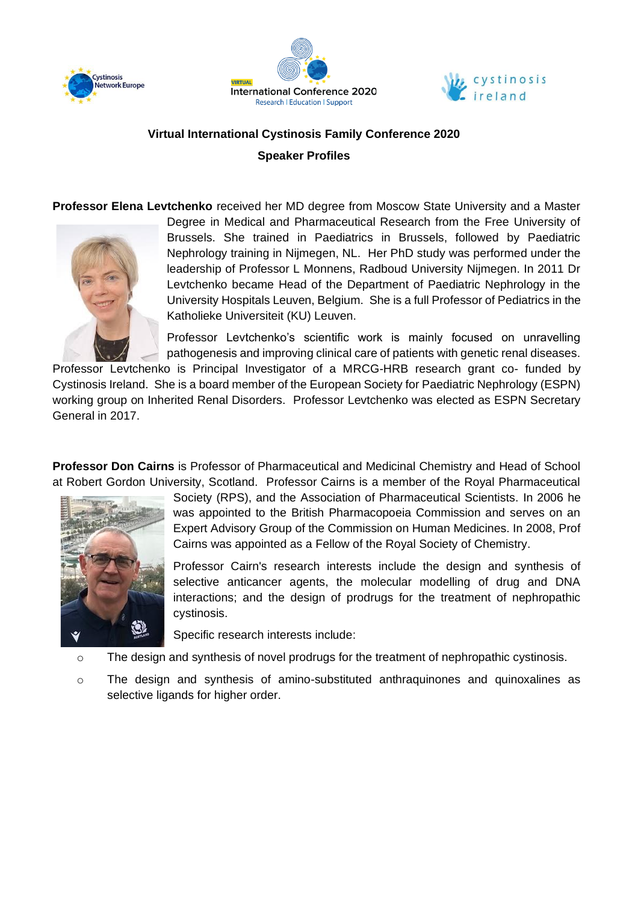**Virtual International Cystinosis Family Conference 2020**

**Speaker Profiles**

**Professor Elena Levtchenko** received her MD degree from Moscow State University and a Master Degree in Medical and Pharmaceutical Research from the Free University of Brussels. She trained in Paediatrics in Brussels, followed by Paediatric Nephrology training in Nijmegen, NL. Her PhD study was performed under the leadership of Professor L Monnens, Radboud University Nijmegen. In 2011 Dr Levtchenko became Head of the Department of Paediatric Nephrology in the University Hospitals Leuven, Belgium. She is a full Professor of Pediatrics in the Katholieke Universiteit (KU) Leuven.

Professor Levtchenko's scientific work is mainly focused on unravelling pathogenesis and improving clinical care of patients with genetic renal diseases. Professor Levtchenko is Principal Investigator of a MRCG-HRB research grant co- funded by Cystinosis Ireland. She is a board member of the European Society for Paediatric Nephrology (ESPN) working group on Inherited Renal Disorders. Professor Levtchenko was elected as ESPN Secretary General in 2017.

**Professor Don Cairns** is Professor of Pharmaceutical and Medicinal Chemistry and Head of School at Robert Gordon University, Scotland. Professor Cairns is a member of the Royal Pharmaceutical Society (RPS), and the Association of Pharmaceutical Scientists. In 2006 he was appointed to the British Pharmacopoeia Commission and serves on an Expert Advisory Group of the Commission on Human Medicines. In 2008, Prof Cairns was appointed as a Fellow of the Royal Society of Chemistry.

Professor Cairn's research interests include the design and synthesis of selective anticancer agents, the molecular modelling of drug and DNA interactions; and the design of prodrugs for the treatment of nephropathic cystinosis.

Specific research interests include:

- The design and synthesis of novel prodrugs for the treatment of nephropathic cystinosis.
- The design and synthesis of amino-substituted anthraquinones and quinoxalines as selective ligands for higher order.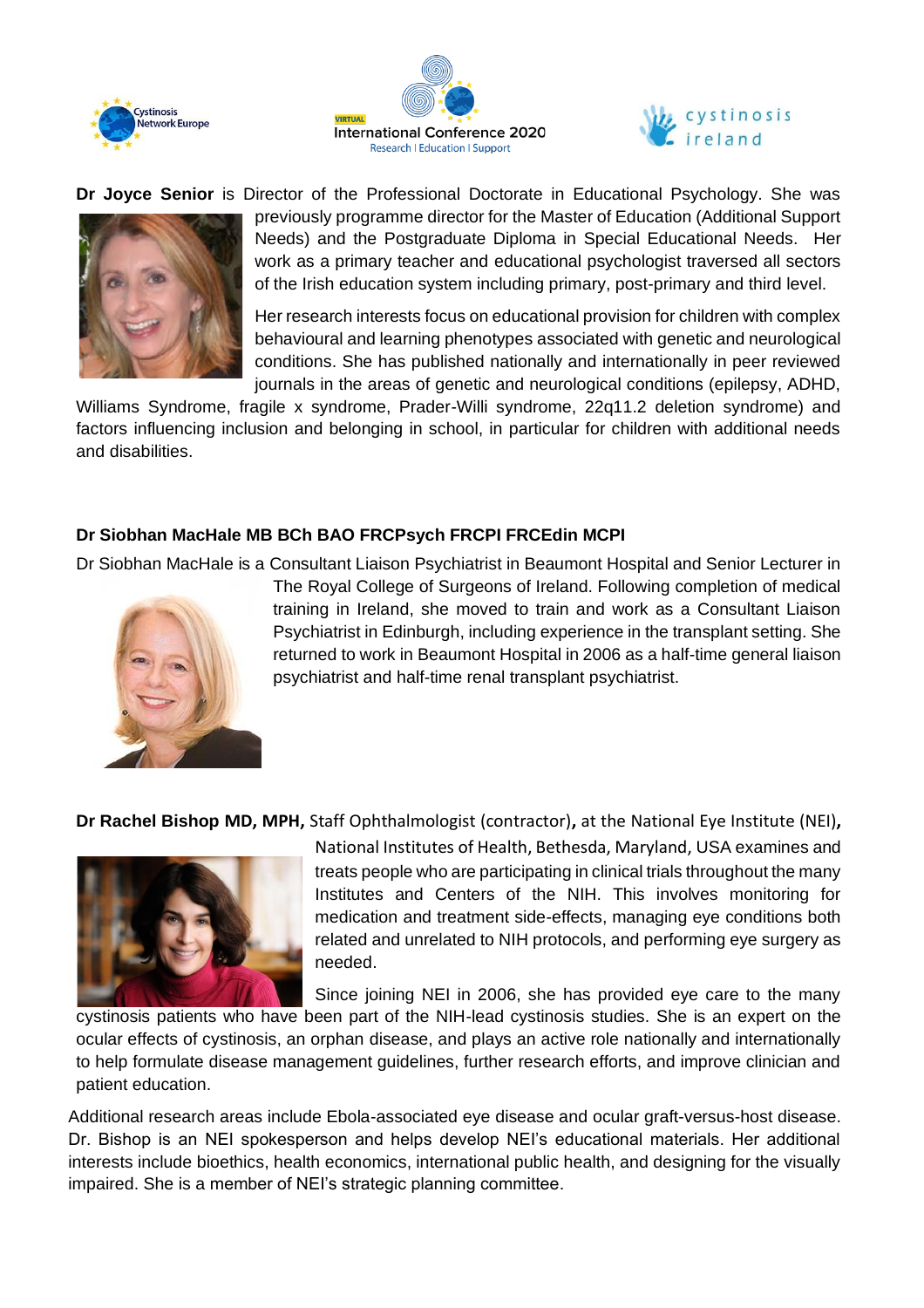**Dr Joyce Senior** is Director of the Professional Doctorate in Educational Psychology. She was previously programme director for the Master of Education (Additional Support Needs) and the Postgraduate Diploma in Special Educational Needs. Her work as a primary teacher and educational psychologist traversed all sectors of the Irish education system including primary, post-primary and third level.

Her research interests focus on educational provision for children with complex behavioural and learning phenotypes associated with genetic and neurological conditions. She has published nationally and internationally in peer reviewed journals in the areas of genetic and neurological conditions (epilepsy, ADHD, Williams Syndrome, fragile x syndrome, Prader-Willi syndrome, 22q11.2 deletion syndrome) and factors influencing inclusion and belonging in school, in particular for children with additional needs and disabilities.

**Dr Siobhan MacHale MB BCh BAO FRCPsych FRCPI FRCEdin MCPI**

Dr Siobhan MacHale is a Consultant Liaison Psychiatrist in Beaumont Hospital and Senior Lecturer in The Royal College of Surgeons of Ireland. Following completion of medical training in Ireland, she moved to train and work as a Consultant Liaison Psychiatrist in Edinburgh, including experience in the transplant setting. She returned to work in Beaumont Hospital in 2006 as a half-time general liaison psychiatrist and half-time renal transplant psychiatrist.

**Dr Rachel Bishop MD, MPH,** Staff Ophthalmologist (contractor)**,** at the National Eye Institute (NEI)**,** National Institutes of Health, Bethesda, Maryland, USA examines and treats people who are participating in clinical trials throughout the many Institutes and Centers of the NIH. This involves monitoring for medication and treatment side-effects, managing eye conditions both related and unrelated to NIH protocols, and performing eye surgery as needed.

Since joining NEI in 2006, she has provided eye care to the many cystinosis patients who have been part of the NIH-lead cystinosis studies. She is an expert on the ocular effects of cystinosis, an orphan disease, and plays an active role nationally and internationally to help formulate disease management guidelines, further research efforts, and improve clinician and patient education.

Additional research areas include Ebola-associated eye disease and ocular graft-versus-host disease. Dr. Bishop is an NEI spokesperson and helps develop NEI's educational materials. Her additional interests include bioethics, health economics, international public health, and designing for the visually impaired. She is a member of NEI's strategic planning committee.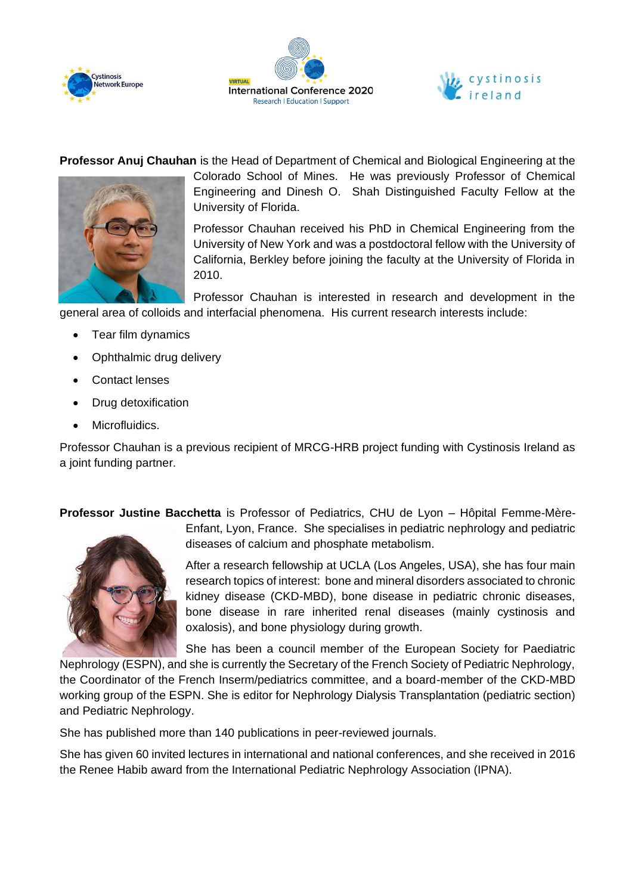**Professor Anuj Chauhan** is the Head of Department of Chemical and Biological Engineering at the Colorado School of Mines. He was previously Professor of Chemical Engineering and Dinesh O. Shah Distinguished Faculty Fellow at the University of Florida.

Professor Chauhan received his PhD in Chemical Engineering from the University of New York and was a postdoctoral fellow with the University of California, Berkley before joining the faculty at the University of Florida in 2010.

Professor Chauhan is interested in research and development in the general area of colloids and interfacial phenomena. His current research interests include:

- Tear film dynamics
- Ophthalmic drug delivery
- Contact lenses
- Drug detoxification
- Microfluidics.

Professor Chauhan is a previous recipient of MRCG-HRB project funding with Cystinosis Ireland as a joint funding partner.

**Professor Justine Bacchetta** is Professor of Pediatrics, CHU de Lyon – Hôpital Femme-Mère-Enfant, Lyon, France. She specialises in pediatric nephrology and pediatric diseases of calcium and phosphate metabolism.

After a research fellowship at UCLA (Los Angeles, USA), she has four main research topics of interest: bone and mineral disorders associated to chronic kidney disease (CKD-MBD), bone disease in pediatric chronic diseases, bone disease in rare inherited renal diseases (mainly cystinosis and oxalosis), and bone physiology during growth.

She has been a council member of the European Society for Paediatric Nephrology (ESPN), and she is currently the Secretary of the French Society of Pediatric Nephrology, the Coordinator of the French Inserm/pediatrics committee, and a board-member of the CKD-MBD working group of the ESPN. She is editor for Nephrology Dialysis Transplantation (pediatric section) and Pediatric Nephrology.

She has published more than 140 publications in peer-reviewed journals.

She has given 60 invited lectures in international and national conferences, and she received in 2016 the Renee Habib award from the International Pediatric Nephrology Association (IPNA).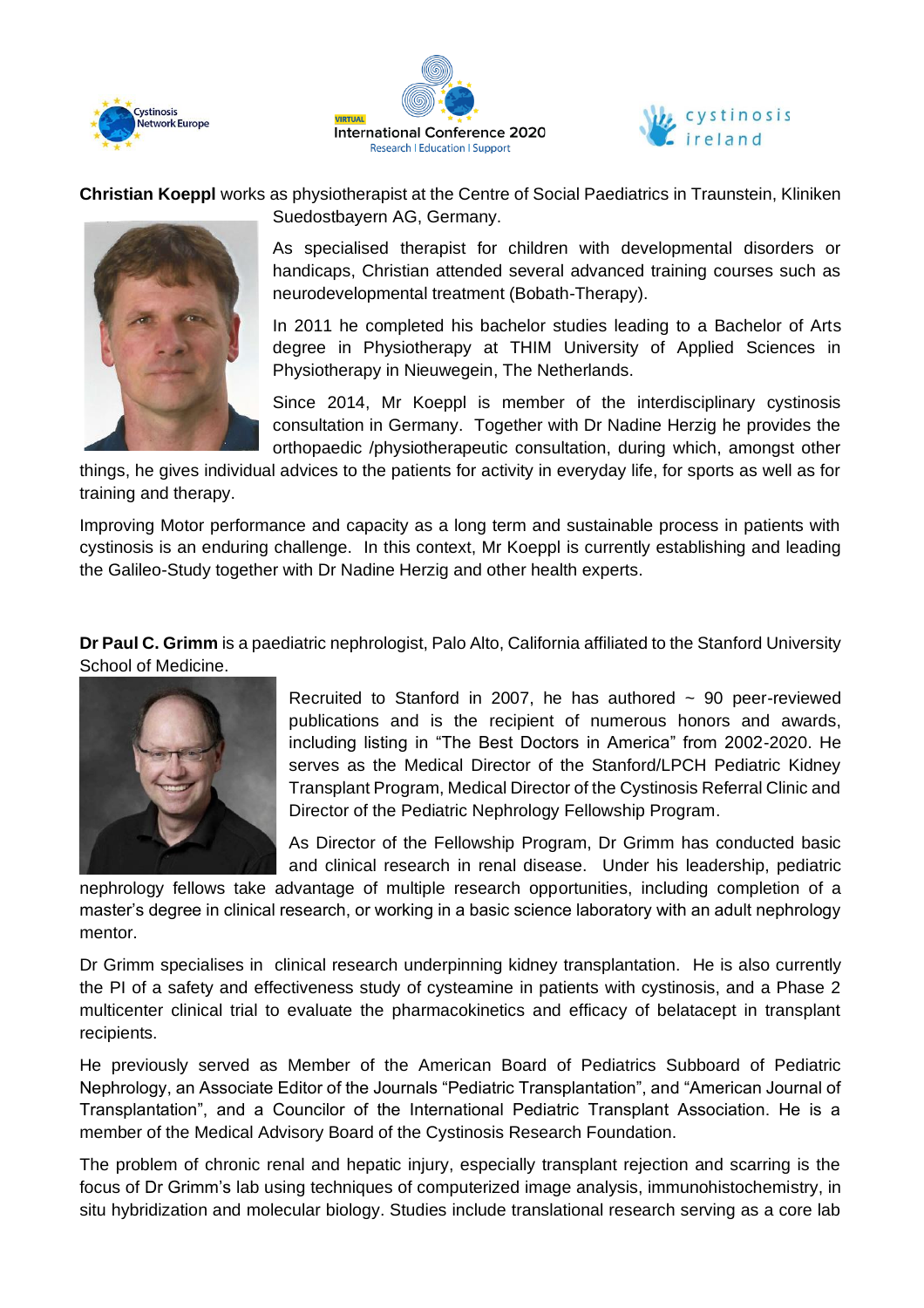**Christian Koeppl** works as physiotherapist at the Centre of Social Paediatrics in Traunstein, Kliniken Suedostbayern AG, Germany.

As specialised therapist for children with developmental disorders or handicaps, Christian attended several advanced training courses such as neurodevelopmental treatment (Bobath-Therapy).

In 2011 he completed his bachelor studies leading to a Bachelor of Arts degree in Physiotherapy at THIM University of Applied Sciences in Physiotherapy in Nieuwegein, The Netherlands.

Since 2014, Mr Koeppl is member of the interdisciplinary cystinosis consultation in Germany. Together with Dr Nadine Herzig he provides the orthopaedic /physiotherapeutic consultation, during which, amongst other things, he gives individual advices to the patients for activity in everyday life, for sports as well as for training and therapy.

Improving Motor performance and capacity as a long term and sustainable process in patients with cystinosis is an enduring challenge. In this context, Mr Koeppl is currently establishing and leading the Galileo-Study together with Dr Nadine Herzig and other health experts.

**Dr Paul C. Grimm** is a paediatric nephrologist, Palo Alto, California affiliated to the Stanford University School of Medicine.

Recruited to Stanford in 2007, he has authored ~ 90 peer-reviewed publications and is the recipient of numerous honors and awards, including listing in "The Best Doctors in America" from 2002-2020. He serves as the Medical Director of the Stanford/LPCH Pediatric Kidney Transplant Program, Medical Director of the Cystinosis Referral Clinic and Director of the Pediatric Nephrology Fellowship Program.

As Director of the Fellowship Program, Dr Grimm has conducted basic and clinical research in renal disease. Under his leadership, pediatric nephrology fellows take advantage of multiple research opportunities, including completion of a master's degree in clinical research, or working in a basic science laboratory with an adult nephrology mentor.

Dr Grimm specialises in clinical research underpinning kidney transplantation. He is also currently the PI of a safety and effectiveness study of cysteamine in patients with cystinosis, and a Phase 2 multicenter clinical trial to evaluate the pharmacokinetics and efficacy of belatacept in transplant recipients.

He previously served as Member of the American Board of Pediatrics Subboard of Pediatric Nephrology, an Associate Editor of the Journals "Pediatric Transplantation", and "American Journal of Transplantation", and a Councilor of the International Pediatric Transplant Association. He is a member of the Medical Advisory Board of the Cystinosis Research Foundation.

The problem of chronic renal and hepatic injury, especially transplant rejection and scarring is the focus of Dr Grimm's lab using techniques of computerized image analysis, immunohistochemistry, in situ hybridization and molecular biology. Studies include translational research serving as a core lab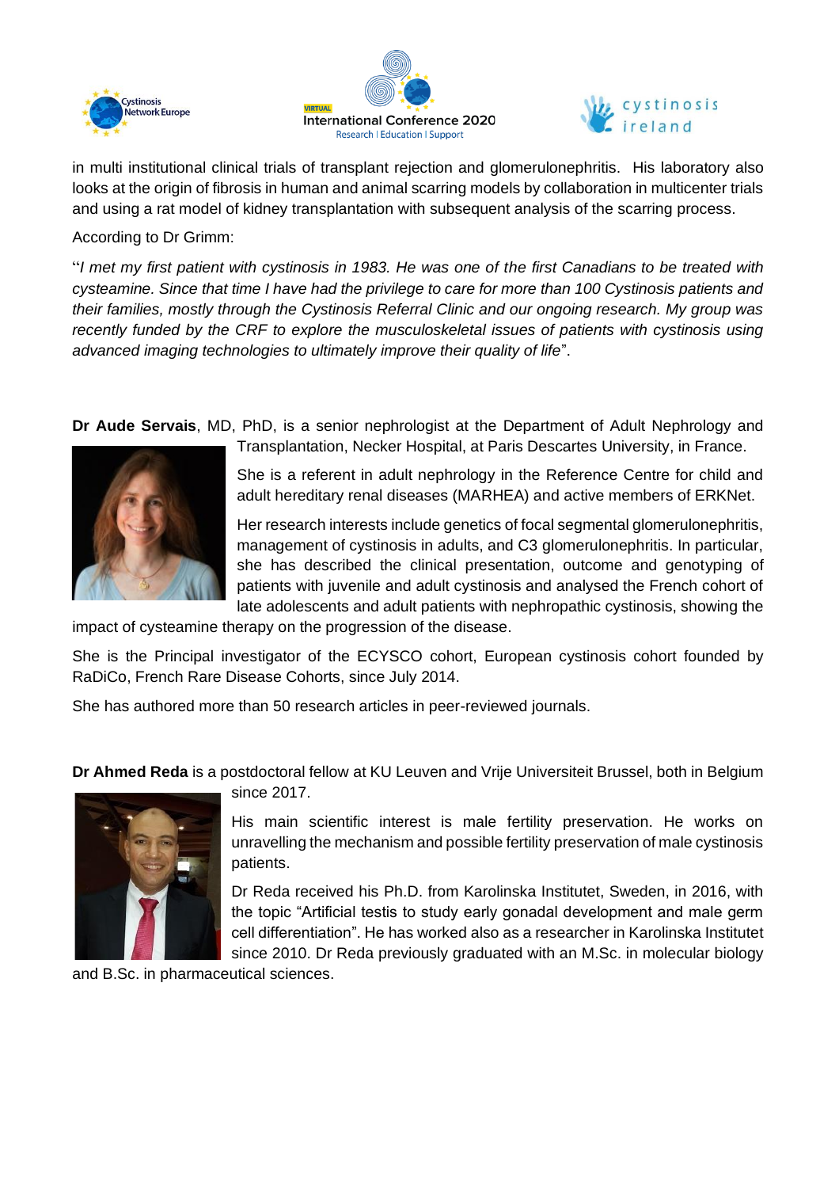in multi institutional clinical trials of transplant rejection and glomerulonephritis. His laboratory also looks at the origin of fibrosis in human and animal scarring models by collaboration in multicenter trials and using a rat model of kidney transplantation with subsequent analysis of the scarring process.

According to Dr Grimm:

"*I met my first patient with cystinosis in 1983. He was one of the first Canadians to be treated with cysteamine. Since that time I have had the privilege to care for more than 100 Cystinosis patients and their families, mostly through the Cystinosis Referral Clinic and our ongoing research. My group was recently funded by the CRF to explore the musculoskeletal issues of patients with cystinosis using advanced imaging technologies to ultimately improve their quality of life*".

**Dr Aude Servais**, MD, PhD, is a senior nephrologist at the Department of Adult Nephrology and Transplantation, Necker Hospital, at Paris Descartes University, in France.

She is a referent in adult nephrology in the Reference Centre for child and adult hereditary renal diseases (MARHEA) and active members of ERKNet.

Her research interests include genetics of focal segmental glomerulonephritis, management of cystinosis in adults, and C3 glomerulonephritis. In particular, she has described the clinical presentation, outcome and genotyping of patients with juvenile and adult cystinosis and analysed the French cohort of late adolescents and adult patients with nephropathic cystinosis, showing the impact of cysteamine therapy on the progression of the disease.

She is the Principal investigator of the ECYSCO cohort, European cystinosis cohort founded by RaDiCo, French Rare Disease Cohorts, since July 2014.

She has authored more than 50 research articles in peer-reviewed journals.

**Dr Ahmed Reda** is a postdoctoral fellow at KU Leuven and Vrije Universiteit Brussel, both in Belgium since 2017.

His main scientific interest is male fertility preservation. He works on unravelling the mechanism and possible fertility preservation of male cystinosis patients.

Dr Reda received his Ph.D. from Karolinska Institutet, Sweden, in 2016, with the topic "Artificial testis to study early gonadal development and male germ cell differentiation". He has worked also as a researcher in Karolinska Institutet since 2010. Dr Reda previously graduated with an M.Sc. in molecular biology and B.Sc. in pharmaceutical sciences.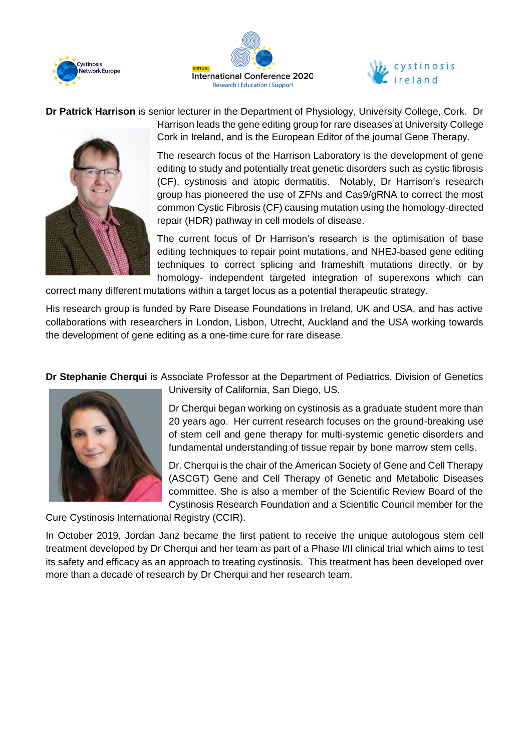**Dr Patrick Harrison** is senior lecturer in the Department of Physiology, University College, Cork. Dr Harrison leads the gene editing group for rare diseases at University College Cork in Ireland, and is the European Editor of the journal Gene Therapy.

The research focus of the Harrison Laboratory is the development of gene editing to study and potentially treat genetic disorders such as cystic fibrosis (CF), cystinosis and atopic dermatitis. Notably, Dr Harrison's research group has pioneered the use of ZFNs and Cas9/gRNA to correct the most common Cystic Fibrosis (CF) causing mutation using the homology-directed repair (HDR) pathway in cell models of disease.

The current focus of Dr Harrison's research is the optimisation of base editing techniques to repair point mutations, and NHEJ-based gene editing techniques to correct splicing and frameshift mutations directly, or by homology- independent targeted integration of superexons which can correct many different mutations within a target locus as a potential therapeutic strategy.

His research group is funded by Rare Disease Foundations in Ireland, UK and USA, and has active collaborations with researchers in London, Lisbon, Utrecht, Auckland and the USA working towards the development of gene editing as a one-time cure for rare disease.

**Dr Stephanie Cherqui** is Associate Professor at the Department of Pediatrics, Division of Genetics University of California, San Diego, US.

Dr Cherqui began working on cystinosis as a graduate student more than 20 years ago. Her current research focuses on the ground-breaking use of stem cell and gene therapy for multi-systemic genetic disorders and fundamental understanding of tissue repair by bone marrow stem cells.

Dr. Cherqui is the chair of the American Society of Gene and Cell Therapy (ASCGT) Gene and Cell Therapy of Genetic and Metabolic Diseases committee. She is also a member of the Scientific Review Board of the Cystinosis Research Foundation and a Scientific Council member for the Cure Cystinosis International Registry (CCIR).

In October 2019, Jordan Janz became the first patient to receive the unique autologous stem cell treatment developed by Dr Cherqui and her team as part of a Phase I/II clinical trial which aims to test its safety and efficacy as an approach to treating cystinosis. This treatment has been developed over more than a decade of research by Dr Cherqui and her research team.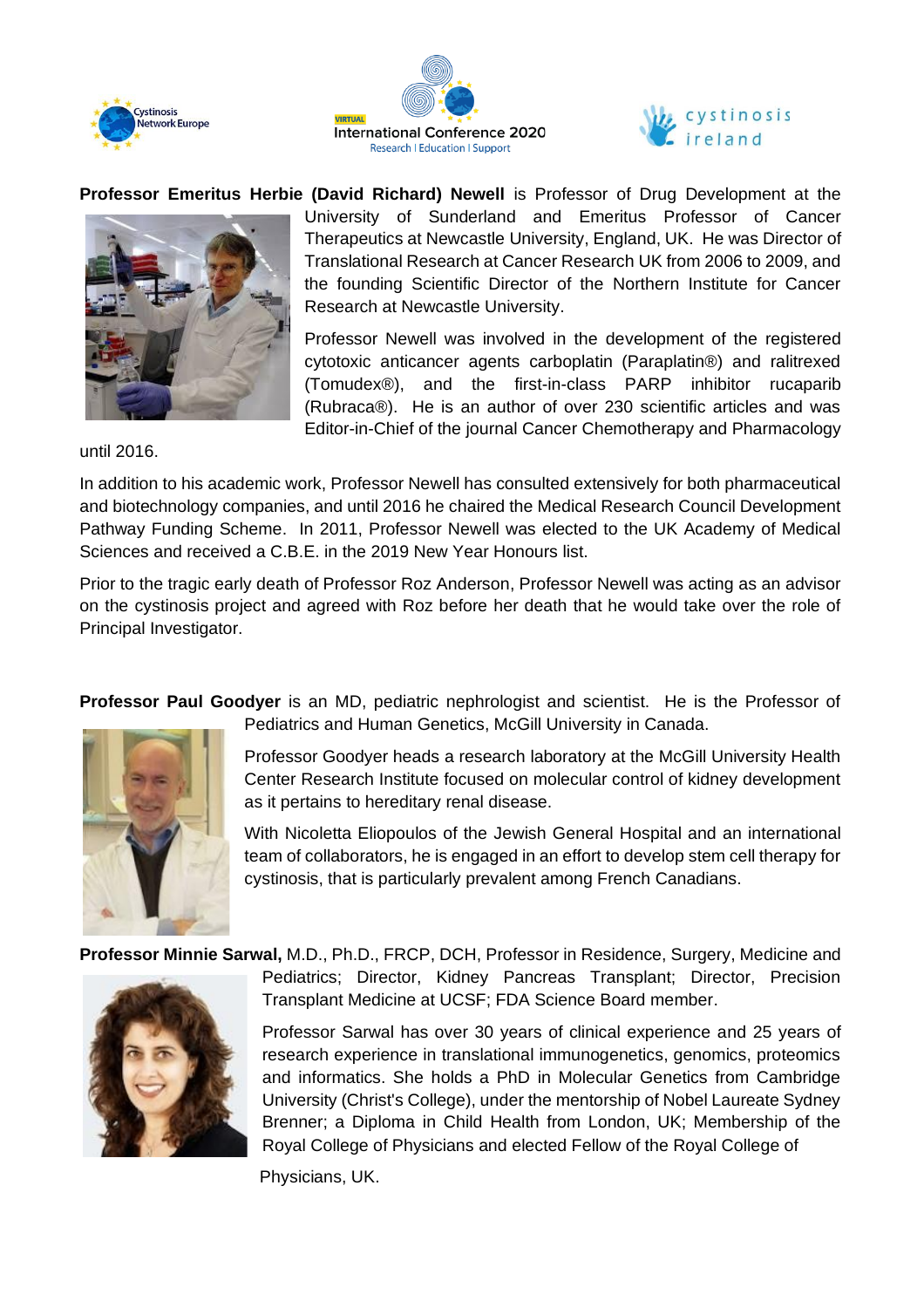**Professor Emeritus Herbie (David Richard) Newell** is Professor of Drug Development at the University of Sunderland and Emeritus Professor of Cancer Therapeutics at Newcastle University, England, UK. He was Director of Translational Research at Cancer Research UK from 2006 to 2009, and the founding Scientific Director of the Northern Institute for Cancer Research at Newcastle University.

Professor Newell was involved in the development of the registered cytotoxic anticancer agents carboplatin (Paraplatin®) and ralitrexed (Tomudex®), and the first-in-class PARP inhibitor rucaparib (Rubraca®). He is an author of over 230 scientific articles and was Editor-in-Chief of the journal Cancer Chemotherapy and Pharmacology until 2016.

In addition to his academic work, Professor Newell has consulted extensively for both pharmaceutical and biotechnology companies, and until 2016 he chaired the Medical Research Council Development Pathway Funding Scheme. In 2011, Professor Newell was elected to the UK Academy of Medical Sciences and received a C.B.E. in the 2019 New Year Honours list.

Prior to the tragic early death of Professor Roz Anderson, Professor Newell was acting as an advisor on the cystinosis project and agreed with Roz before her death that he would take over the role of Principal Investigator.

**Professor Paul Goodyer** is an MD, pediatric nephrologist and scientist. He is the Professor of Pediatrics and Human Genetics, McGill University in Canada.

Professor Goodyer heads a research laboratory at the McGill University Health Center Research Institute focused on molecular control of kidney development as it pertains to hereditary renal disease.

With Nicoletta Eliopoulos of the Jewish General Hospital and an international team of collaborators, he is engaged in an effort to develop stem cell therapy for cystinosis, that is particularly prevalent among French Canadians.

**Professor Minnie Sarwal,** M.D., Ph.D., FRCP, DCH, Professor in Residence, Surgery, Medicine and Pediatrics; Director, Kidney Pancreas Transplant; Director, Precision Transplant Medicine at UCSF; FDA Science Board member.

Professor Sarwal has over 30 years of clinical experience and 25 years of research experience in translational immunogenetics, genomics, proteomics and informatics. She holds a PhD in Molecular Genetics from Cambridge University (Christ's College), under the mentorship of Nobel Laureate Sydney Brenner; a Diploma in Child Health from London, UK; Membership of the Royal College of Physicians and elected Fellow of the Royal College of Physicians, UK.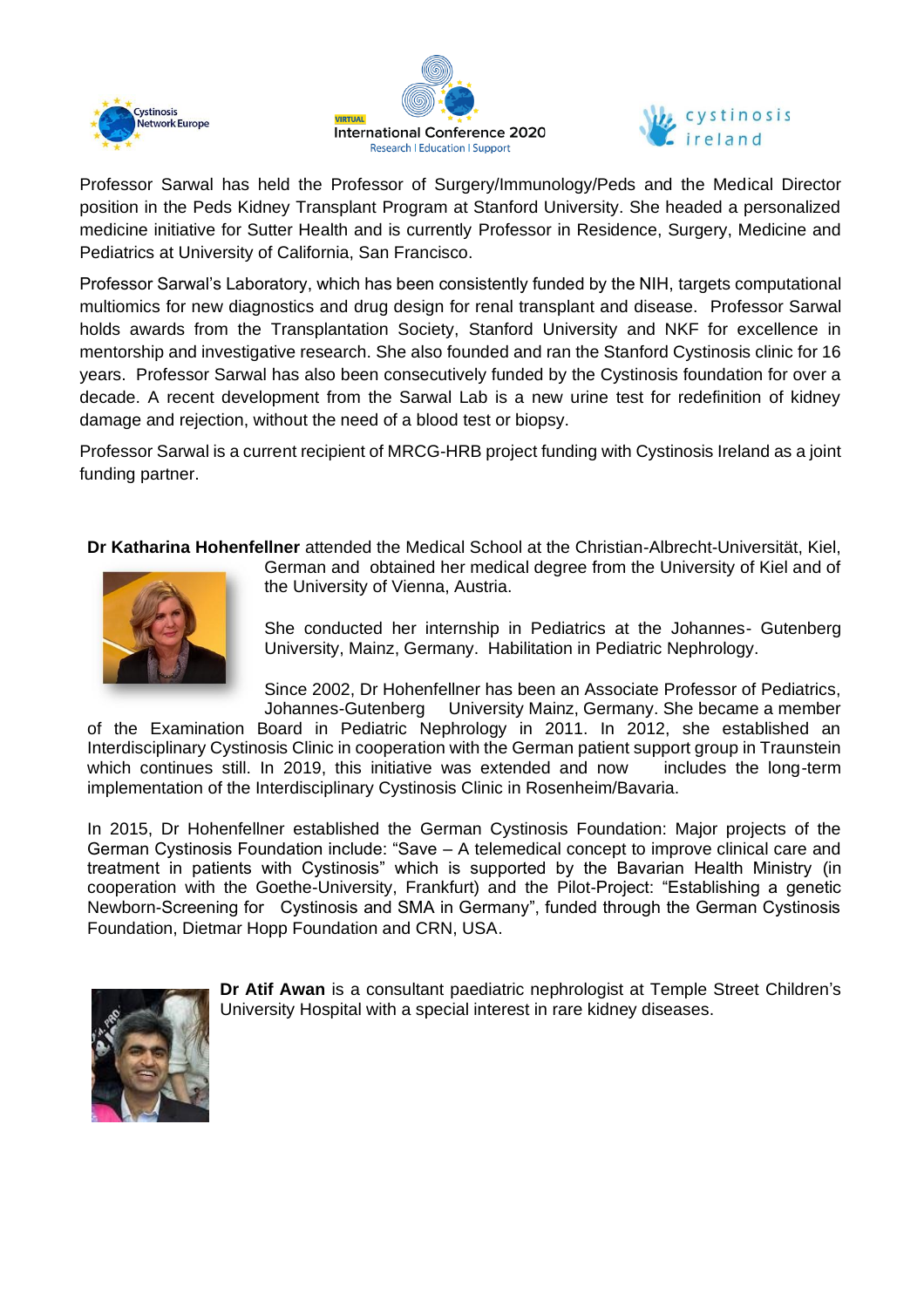Professor Sarwal has held the Professor of Surgery/Immunology/Peds and the Medical Director position in the Peds Kidney Transplant Program at Stanford University. She headed a personalized medicine initiative for Sutter Health and is currently Professor in Residence, Surgery, Medicine and Pediatrics at University of California, San Francisco.

Professor Sarwal's Laboratory, which has been consistently funded by the NIH, targets computational multiomics for new diagnostics and drug design for renal transplant and disease. Professor Sarwal holds awards from the Transplantation Society, Stanford University and NKF for excellence in mentorship and investigative research. She also founded and ran the Stanford Cystinosis clinic for 16 years. Professor Sarwal has also been consecutively funded by the Cystinosis foundation for over a decade. A recent development from the Sarwal Lab is a new urine test for redefinition of kidney damage and rejection, without the need of a blood test or biopsy.

Professor Sarwal is a current recipient of MRCG-HRB project funding with Cystinosis Ireland as a joint funding partner.

**Dr Katharina Hohenfellner** attended the Medical School at the Christian-Albrecht-Universität, Kiel, German and obtained her medical degree from the University of Kiel and of the University of Vienna, Austria.

She conducted her internship in Pediatrics at the Johannes- Gutenberg University, Mainz, Germany. Habilitation in Pediatric Nephrology.

Since 2002, Dr Hohenfellner has been an Associate Professor of Pediatrics, Johannes-Gutenberg University Mainz, Germany. She became a member of the Examination Board in Pediatric Nephrology in 2011. In 2012, she established an Interdisciplinary Cystinosis Clinic in cooperation with the German patient support group in Traunstein which continues still. In 2019, this initiative was extended and now includes the long-term implementation of the Interdisciplinary Cystinosis Clinic in Rosenheim/Bavaria.

In 2015, Dr Hohenfellner established the German Cystinosis Foundation: Major projects of the German Cystinosis Foundation include: "Save – A telemedical concept to improve clinical care and treatment in patients with Cystinosis" which is supported by the Bavarian Health Ministry (in cooperation with the Goethe-University, Frankfurt) and the Pilot-Project: "Establishing a genetic Newborn-Screening for Cystinosis and SMA in Germany", funded through the German Cystinosis Foundation, Dietmar Hopp Foundation and CRN, USA.

**Dr Atif Awan** is a consultant paediatric nephrologist at Temple Street Children's University Hospital with a special interest in rare kidney diseases.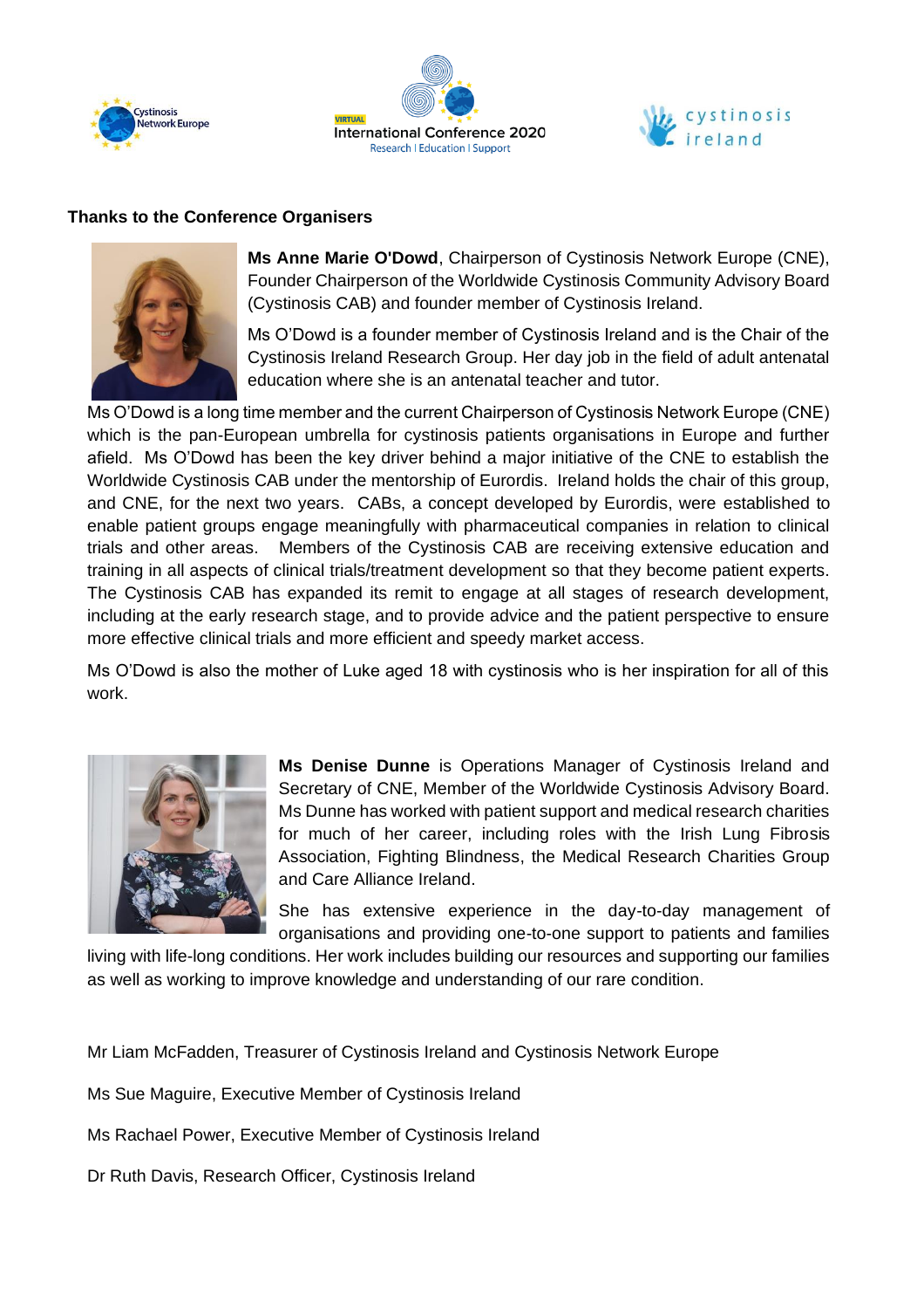## Thanks to the Conference Organisers

**Ms Anne Marie O'Dowd**, Chairperson of Cystinosis Network Europe (CNE), Founder Chairperson of the Worldwide Cystinosis Community Advisory Board (Cystinosis CAB) and founder member of Cystinosis Ireland.

Ms O'Dowd is a founder member of Cystinosis Ireland and is the Chair of the Cystinosis Ireland Research Group. Her day job in the field of adult antenatal education where she is an antenatal teacher and tutor.

Ms O'Dowd is a long time member and the current Chairperson of Cystinosis Network Europe (CNE) which is the pan-European umbrella for cystinosis patients organisations in Europe and further afield. Ms O'Dowd has been the key driver behind a major initiative of the CNE to establish the Worldwide Cystinosis CAB under the mentorship of Eurordis. Ireland holds the chair of this group, and CNE, for the next two years. CABs, a concept developed by Eurordis, were established to enable patient groups engage meaningfully with pharmaceutical companies in relation to clinical trials and other areas. Members of the Cystinosis CAB are receiving extensive education and training in all aspects of clinical trials/treatment development so that they become patient experts. The Cystinosis CAB has expanded its remit to engage at all stages of research development, including at the early research stage, and to provide advice and the patient perspective to ensure more effective clinical trials and more efficient and speedy market access.

Ms O'Dowd is also the mother of Luke aged 18 with cystinosis who is her inspiration for all of this work.

**Ms Denise Dunne** is Operations Manager of Cystinosis Ireland and Secretary of CNE, Member of the Worldwide Cystinosis Advisory Board. Ms Dunne has worked with patient support and medical research charities for much of her career, including roles with the Irish Lung Fibrosis Association, Fighting Blindness, the Medical Research Charities Group and Care Alliance Ireland.

She has extensive experience in the day-to-day management of organisations and providing one-to-one support to patients and families living with life-long conditions. Her work includes building our resources and supporting our families as well as working to improve knowledge and understanding of our rare condition.

Mr Liam McFadden, Treasurer of Cystinosis Ireland and Cystinosis Network Europe

Ms Sue Maguire, Executive Member of Cystinosis Ireland

Ms Rachael Power, Executive Member of Cystinosis Ireland

Dr Ruth Davis, Research Officer, Cystinosis Ireland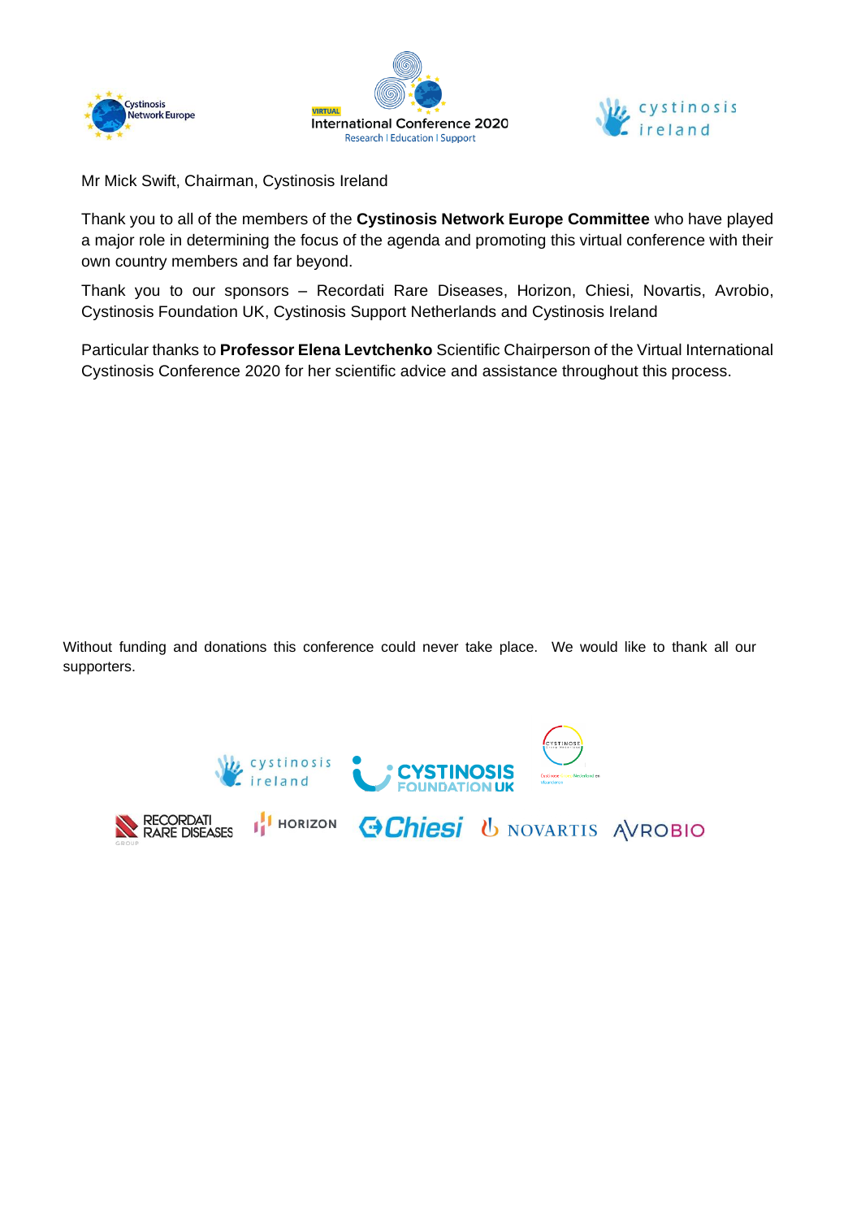Mr Mick Swift, Chairman, Cystinosis Ireland

Thank you to all of the members of the **Cystinosis Network Europe Committee** who have played a major role in determining the focus of the agenda and promoting this virtual conference with their own country members and far beyond.

Thank you to our sponsors – Recordati Rare Diseases, Horizon, Chiesi, Novartis, Avrobio, Cystinosis Foundation UK, Cystinosis Support Netherlands and Cystinosis Ireland

Particular thanks to **Professor Elena Levtchenko** Scientific Chairperson of the Virtual International Cystinosis Conference 2020 for her scientific advice and assistance throughout this process.

Without funding and donations this conference could never take place. We would like to thank all our supporters.